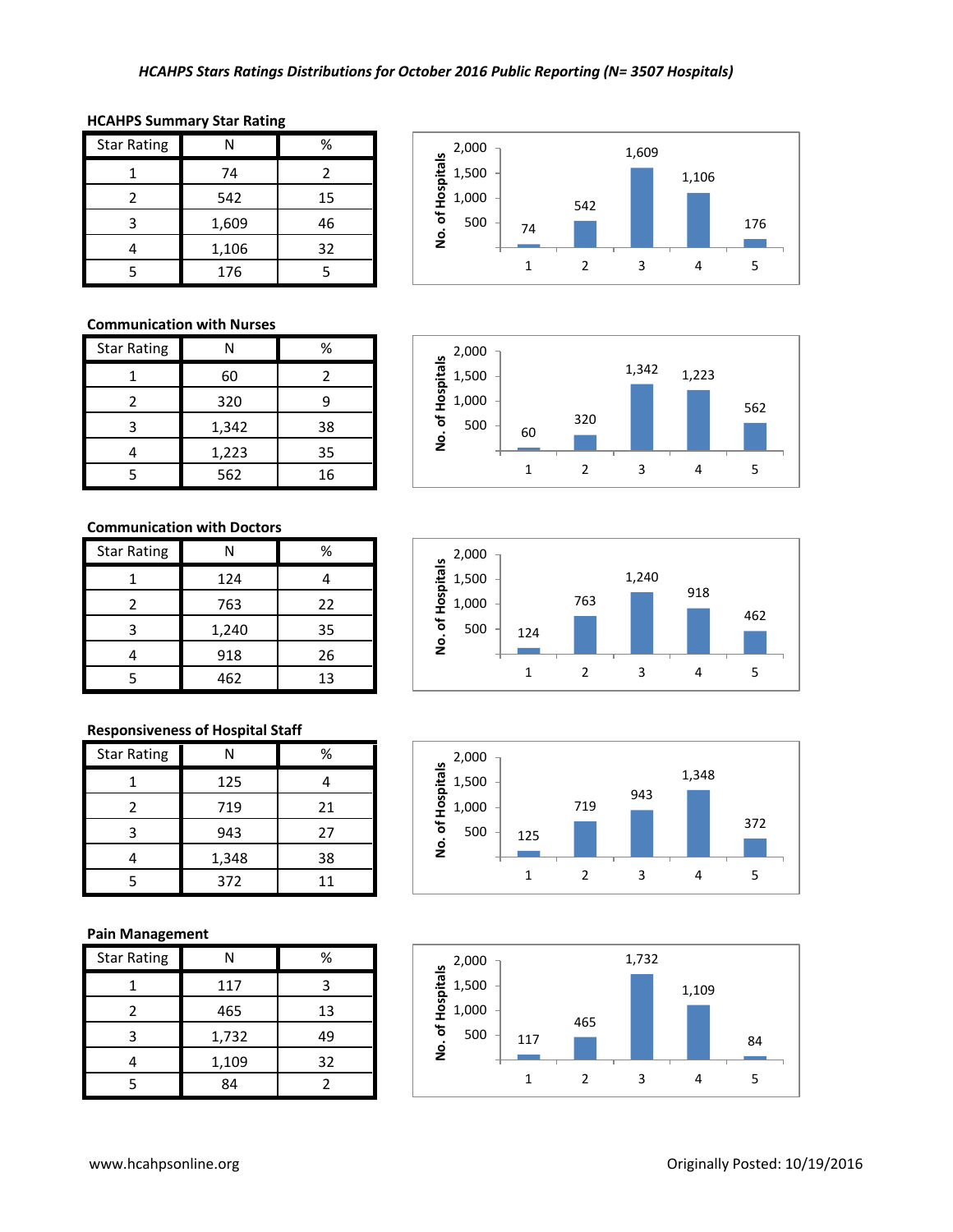*HCAHPS Stars Ratings Distributions for October 2016 Public Reporting (N= 3507 Hospitals)*

**HCAHPS Summary Star Rating**

| Star Rating | N | % |
|---|---|---|
| 1 | 74 | 2 |
| 2 | 542 | 15 |
| 3 | 1,609 | 46 |
| 4 | 1,106 | 32 |
| 5 | 176 | 5 |

**Communication with Nurses**

| Star Rating | N | % |
|---|---|---|
| 1 | 60 | 2 |
| 2 | 320 | 9 |
| 3 | 1,342 | 38 |
| 4 | 1,223 | 35 |
| 5 | 562 | 16 |

**Communication with Doctors**

| Star Rating | N | % |
|---|---|---|
| 1 | 124 | 4 |
| 2 | 763 | 22 |
| 3 | 1,240 | 35 |
| 4 | 918 | 26 |
| 5 | 462 | 13 |

**Responsiveness of Hospital Staff**

| Star Rating | N | % |
|---|---|---|
| 1 | 125 | 4 |
| 2 | 719 | 21 |
| 3 | 943 | 27 |
| 4 | 1,348 | 38 |
| 5 | 372 | 11 |

**Pain Management**

| Star Rating | N | % |
|---|---|---|
| 1 | 117 | 3 |
| 2 | 465 | 13 |
| 3 | 1,732 | 49 |
| 4 | 1,109 | 32 |
| 5 | 84 | 2 |

www.hcahpsonline.org

Originally Posted: 10/19/2016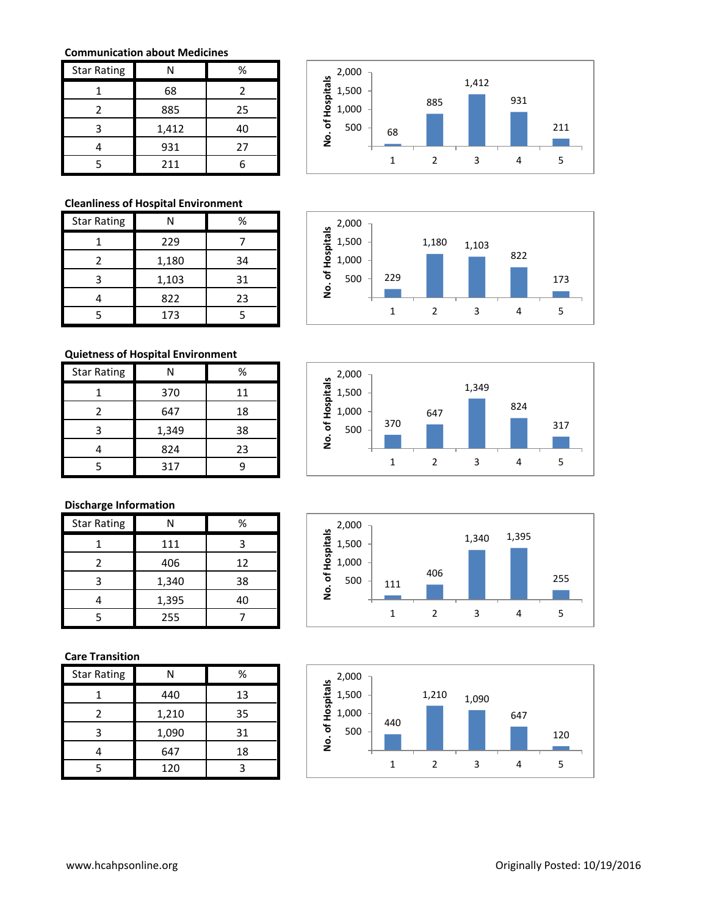### Communication about Medicines

| Star Rating | N | % |
|---|---|---|
| 1 | 68 | 2 |
| 2 | 885 | 25 |
| 3 | 1,412 | 40 |
| 4 | 931 | 27 |
| 5 | 211 | 6 |

### Cleanliness of Hospital Environment

| Star Rating | N | % |
|---|---|---|
| 1 | 229 | 7 |
| 2 | 1,180 | 34 |
| 3 | 1,103 | 31 |
| 4 | 822 | 23 |
| 5 | 173 | 5 |

### Quietness of Hospital Environment

| Star Rating | N | % |
|---|---|---|
| 1 | 370 | 11 |
| 2 | 647 | 18 |
| 3 | 1,349 | 38 |
| 4 | 824 | 23 |
| 5 | 317 | 9 |

### Discharge Information

| Star Rating | N | % |
|---|---|---|
| 1 | 111 | 3 |
| 2 | 406 | 12 |
| 3 | 1,340 | 38 |
| 4 | 1,395 | 40 |
| 5 | 255 | 7 |

### Care Transition

| Star Rating | N | % |
|---|---|---|
| 1 | 440 | 13 |
| 2 | 1,210 | 35 |
| 3 | 1,090 | 31 |
| 4 | 647 | 18 |
| 5 | 120 | 3 |

www.hcahpsonline.org

Originally Posted: 10/19/2016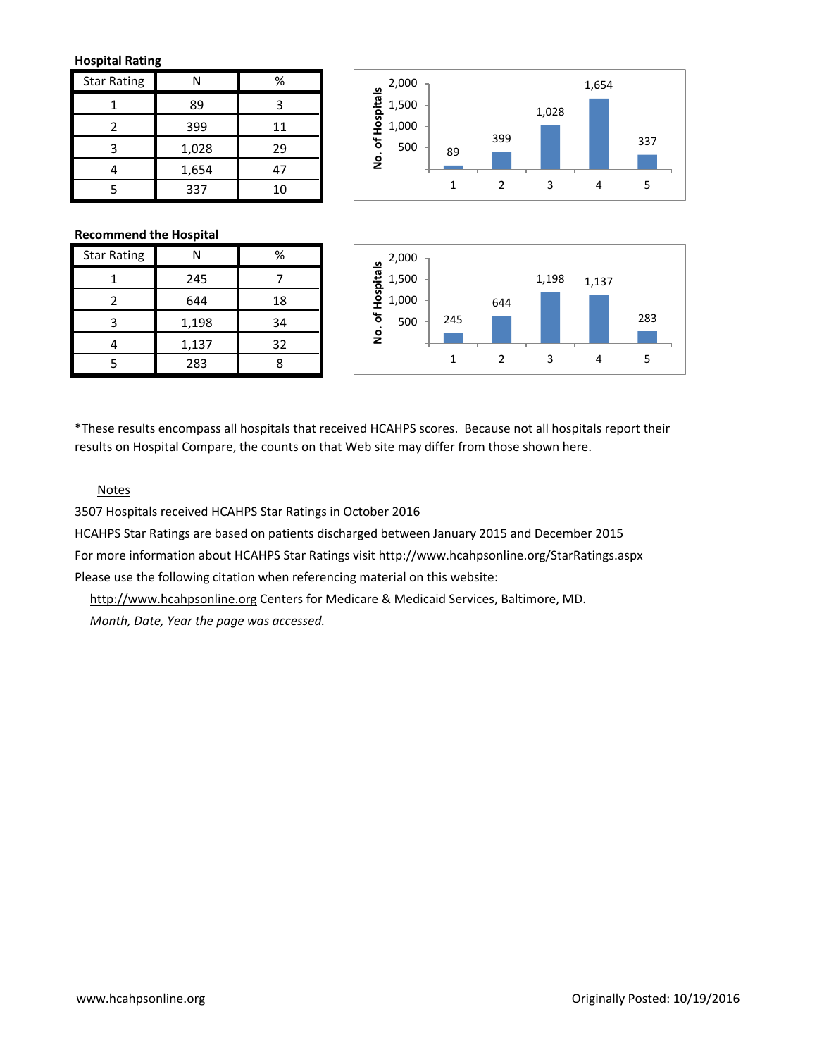**Hospital Rating**

| Star Rating | N | % |
|---|---|---|
| 1 | 89 | 3 |
| 2 | 399 | 11 |
| 3 | 1,028 | 29 |
| 4 | 1,654 | 47 |
| 5 | 337 | 10 |

No. of Hospitals

2,000
1,500
1,000
500

89
399
1,028
1,654
337

1 2 3 4 5

**Recommend the Hospital**

| Star Rating | N | % |
|---|---|---|
| 1 | 245 | 7 |
| 2 | 644 | 18 |
| 3 | 1,198 | 34 |
| 4 | 1,137 | 32 |
| 5 | 283 | 8 |

No. of Hospitals

2,000
1,500
1,000
500

245
644
1,198
1,137
283

1 2 3 4 5

*These results encompass all hospitals that received HCAHPS scores. Because not all hospitals report their results on Hospital Compare, the counts on that Web site may differ from those shown here.

Notes

3507 Hospitals received HCAHPS Star Ratings in October 2016

HCAHPS Star Ratings are based on patients discharged between January 2015 and December 2015

For more information about HCAHPS Star Ratings visit http://www.hcahpsonline.org/StarRatings.aspx

Please use the following citation when referencing material on this website:

http://www.hcahpsonline.org Centers for Medicare & Medicaid Services, Baltimore, MD.

*Month, Date, Year the page was accessed.*

www.hcahpsonline.org

Originally Posted: 10/19/2016